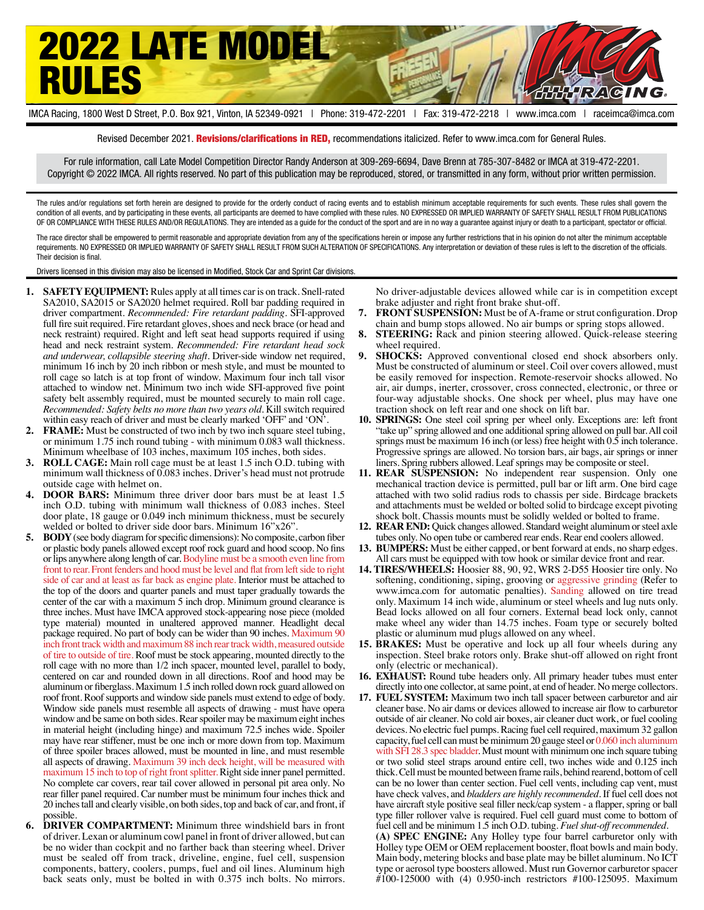# 2022 LATE MODEL RULES

IMCA Racing, 1800 West D Street, P.O. Box 921, Vinton, IA 52349-0921 | Phone: 319-472-2201 | Fax: 319-472-2218 | www.imca.com | raceimca@imca.com

Revised December 2021. **Revisions/clarifications in RED,** recommendations italicized. Refer to www.imca.com for General Rules.

For rule information, call Late Model Competition Director Randy Anderson at 309-269-6694, Dave Brenn at 785-307-8482 or IMCA at 319-472-2201. Copyright © 2022 IMCA. All rights reserved. No part of this publication may be reproduced, stored, or transmitted in any form, without prior written permission.

The rules and/or regulations set forth herein are designed to provide for the orderly conduct of racing events and to establish minimum acceptable requirements for such events. These rules shall govern the condition of all events, and by participating in these events, all participants are deemed to have complied with these rules. NO EXPRESSED OR IMPLIED WARRANTY OF SAFETY SHALL RESULT FROM PUBLICATIONS OF OR COMPLIANCE WITH THESE RULES AND/OR REGULATIONS. They are intended as a guide for the conduct of the sport and are in no way a guarantee against injury or death to a participant, spectator or official.

The race director shall be empowered to permit reasonable and appropriate deviation from any of the specifications herein or impose any further restrictions that in his opinion do not alter the minimum acceptable requirements. NO EXPRESSED OR IMPLIED WARRANTY OF SAFETY SHALL RESULT FROM SUCH ALTERATION OF SPECIFICATIONS. Any interpretation or deviation of these rules is left to the discretion of the officials. Their decision is final.

Drivers licensed in this division may also be licensed in Modified, Stock Car and Sprint Car divisions.

1. **SAFETY EQUIPMENT:** Rules apply at all times car is on track. Snell-rated SA2010, SA2015 or SA2020 helmet required. Roll bar padding required in driver compartment. *Recommended: Fire retardant padding*. SFI-approved full fire suit required. Fire retardant gloves, shoes and neck brace (or head and neck restraint) required. Right and left seat head supports required if using head and neck restraint system. *Recommended: Fire retardant head sock and underwear, collapsible steering shaft*. Driver-side window net required, minimum 16 inch by 20 inch ribbon or mesh style, and must be mounted to roll cage so latch is at top front of window. Maximum four inch tall visor attached to window net. Minimum two inch wide SFI-approved five point safety belt assembly required, must be mounted securely to main roll cage. *Recommended: Safety belts no more than two years old*. Kill switch required within easy reach of driver and must be clearly marked 'OFF' and 'ON'.
2. **FRAME:** Must be constructed of two inch by two inch square steel tubing, or minimum 1.75 inch round tubing - with minimum 0.083 wall thickness. Minimum wheelbase of 103 inches, maximum 105 inches, both sides.
3. **ROLL CAGE:** Main roll cage must be at least 1.5 inch O.D. tubing with minimum wall thickness of 0.083 inches. Driver's head must not protrude outside cage with helmet on.
4. **DOOR BARS:** Minimum three driver door bars must be at least 1.5 inch O.D. tubing with minimum wall thickness of 0.083 inches. Steel door plate, 18 gauge or 0.049 inch minimum thickness, must be securely welded or bolted to driver side door bars. Minimum 16"x26".
5. **BODY** (see body diagram for specific dimensions): No composite, carbon fiber or plastic body panels allowed except roof rock guard and hood scoop. No fins or lips anywhere along length of car. Bodyline must be a smooth even line from front to rear. Front fenders and hood must be level and flat from left side to right side of car and at least as far back as engine plate. Interior must be attached to the top of the doors and quarter panels and must taper gradually towards the center of the car with a maximum 5 inch drop. Minimum ground clearance is three inches. Must have IMCA approved stock-appearing nose piece (molded type material) mounted in unaltered approved manner. Headlight decal package required. No part of body can be wider than 90 inches. Maximum 90 inch front track width and maximum 88 inch rear track width, measured outside of tire to outside of tire. Roof must be stock appearing, mounted directly to the roll cage with no more than 1/2 inch spacer, mounted level, parallel to body, centered on car and rounded down in all directions. Roof and hood may be aluminum or fiberglass. Maximum 1.5 inch rolled down rock guard allowed on roof front. Roof supports and window side panels must extend to edge of body. Window side panels must resemble all aspects of drawing - must have opera window and be same on both sides. Rear spoiler may be maximum eight inches in material height (including hinge) and maximum 72.5 inches wide. Spoiler may have rear stiffener, must be one inch or more down from top. Maximum of three spoiler braces allowed, must be mounted in line, and must resemble all aspects of drawing. Maximum 39 inch deck height, will be measured with maximum 15 inch to top of right front splitter. Right side inner panel permitted. No complete car covers, rear tail cover allowed in personal pit area only. No rear filler panel required. Car number must be minimum four inches thick and 20 inches tall and clearly visible, on both sides, top and back of car, and front, if possible.
6. **DRIVER COMPARTMENT:** Minimum three windshield bars in front of driver. Lexan or aluminum cowl panel in front of driver allowed, but can be no wider than cockpit and no farther back than steering wheel. Driver must be sealed off from track, driveline, engine, fuel cell, suspension components, battery, coolers, pumps, fuel and oil lines. Aluminum high back seats only, must be bolted in with 0.375 inch bolts. No mirrors. No driver-adjustable devices allowed while car is in competition except brake adjuster and right front brake shut-off.
7. **FRONT SUSPENSION:** Must be of A-frame or strut configuration. Drop chain and bump stops allowed. No air bumps or spring stops allowed.
8. **STEERING:** Rack and pinion steering allowed. Quick-release steering wheel required.
9. **SHOCKS:** Approved conventional closed end shock absorbers only. Must be constructed of aluminum or steel. Coil over covers allowed, must be easily removed for inspection. Remote-reservoir shocks allowed. No air, air dumps, inerter, crossover, cross connected, electronic, or three or four-way adjustable shocks. One shock per wheel, plus may have one traction shock on left rear and one shock on lift bar.
10. **SPRINGS:** One steel coil spring per wheel only. Exceptions are: left front "take up" spring allowed and one additional spring allowed on pull bar. All coil springs must be maximum 16 inch (or less) free height with 0.5 inch tolerance. Progressive springs are allowed. No torsion bars, air bags, air springs or inner liners. Spring rubbers allowed. Leaf springs may be composite or steel.
11. **REAR SUSPENSION:** No independent rear suspension. Only one mechanical traction device is permitted, pull bar or lift arm. One bird cage attached with two solid radius rods to chassis per side. Birdcage brackets and attachments must be welded or bolted solid to birdcage except pivoting shock bolt. Chassis mounts must be solidly welded or bolted to frame.
12. **REAR END:** Quick changes allowed. Standard weight aluminum or steel axle tubes only. No open tube or cambered rear ends. Rear end coolers allowed.
13. **BUMPERS:** Must be either capped, or bent forward at ends, no sharp edges. All cars must be equipped with tow hook or similar device front and rear.
14. **TIRES/WHEELS:** Hoosier 88, 90, 92, WRS 2-D55 Hoosier tire only. No softening, conditioning, siping, grooving or aggressive grinding (Refer to www.imca.com for automatic penalties). Sanding allowed on tire tread only. Maximum 14 inch wide, aluminum or steel wheels and lug nuts only. Bead locks allowed on all four corners. External bead lock only, cannot make wheel any wider than 14.75 inches. Foam type or securely bolted plastic or aluminum mud plugs allowed on any wheel.
15. **BRAKES:** Must be operative and lock up all four wheels during any inspection. Steel brake rotors only. Brake shut-off allowed on right front only (electric or mechanical).
16. **EXHAUST:** Round tube headers only. All primary header tubes must enter directly into one collector, at same point, at end of header. No merge collectors.
17. **FUEL SYSTEM:** Maximum two inch tall spacer between carburetor and air cleaner base. No air dams or devices allowed to increase air flow to carburetor outside of air cleaner. No cold air boxes, air cleaner duct work, or fuel cooling devices. No electric fuel pumps. Racing fuel cell required, maximum 32 gallon capacity, fuel cell can must be minimum 20 gauge steel or 0.060 inch aluminum with SFI 28.3 spec bladder. Must mount with minimum one inch square tubing or two solid steel straps around entire cell, two inches wide and 0.125 inch thick. Cell must be mounted between frame rails, behind rearend, bottom of cell can be no lower than center section. Fuel cell vents, including cap vent, must have check valves, and *bladders are highly recommended*. If fuel cell does not have aircraft style positive seal filler neck/cap system - a flapper, spring or ball type filler rollover valve is required. Fuel cell guard must come to bottom of fuel cell and be minimum 1.5 inch O.D. tubing. *Fuel shut-off recommended.*

   **(A) SPEC ENGINE:** Any Holley type four barrel carburetor only with Holley type OEM or OEM replacement booster, float bowls and main body. Main body, metering blocks and base plate may be billet aluminum. No ICT type or aerosol type boosters allowed. Must run Governor carburetor spacer #100-125000 with (4) 0.950-inch restrictors #100-125095. Maximum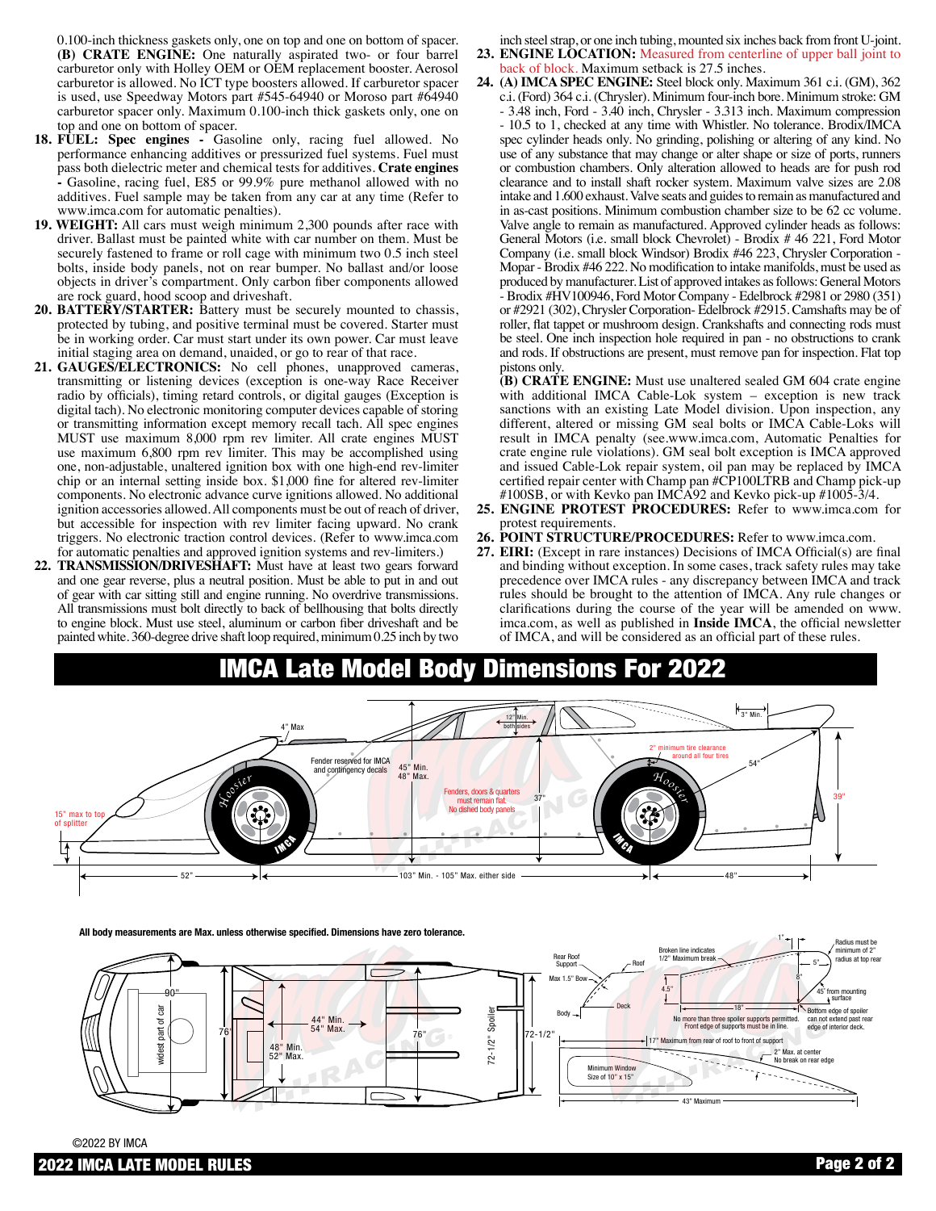0.100-inch thickness gaskets only, one on top and one on bottom of spacer. **(B) CRATE ENGINE:** One naturally aspirated two- or four barrel carburetor only with Holley OEM or OEM replacement booster. Aerosol carburetor is allowed. No ICT type boosters allowed. If carburetor spacer is used, use Speedway Motors part #545-64940 or Moroso part #64940 carburetor spacer only. Maximum 0.100-inch thick gaskets only, one on top and one on bottom of spacer.

18. **FUEL: Spec engines -** Gasoline only, racing fuel allowed. No performance enhancing additives or pressurized fuel systems. Fuel must pass both dielectric meter and chemical tests for additives. **Crate engines -** Gasoline, racing fuel, E85 or 99.9% pure methanol allowed with no additives. Fuel sample may be taken from any car at any time (Refer to www.imca.com for automatic penalties).
19. **WEIGHT:** All cars must weigh minimum 2,300 pounds after race with driver. Ballast must be painted white with car number on them. Must be securely fastened to frame or roll cage with minimum two 0.5 inch steel bolts, inside body panels, not on rear bumper. No ballast and/or loose objects in driver's compartment. Only carbon fiber components allowed are rock guard, hood scoop and driveshaft.
20. **BATTERY/STARTER:** Battery must be securely mounted to chassis, protected by tubing, and positive terminal must be covered. Starter must be in working order. Car must start under its own power. Car must leave initial staging area on demand, unaided, or go to rear of that race.
21. **GAUGES/ELECTRONICS:** No cell phones, unapproved cameras, transmitting or listening devices (exception is one-way Race Receiver radio by officials), timing retard controls, or digital gauges (Exception is digital tach). No electronic monitoring computer devices capable of storing or transmitting information except memory recall tach. All spec engines MUST use maximum 8,000 rpm rev limiter. All crate engines MUST use maximum 6,800 rpm rev limiter. This may be accomplished using one, non-adjustable, unaltered ignition box with one high-end rev-limiter chip or an internal setting inside box. $1,000 fine for altered rev-limiter components. No electronic advance curve ignitions allowed. No additional ignition accessories allowed. All components must be out of reach of driver, but accessible for inspection with rev limiter facing upward. No crank triggers. No electronic traction control devices. (Refer to www.imca.com for automatic penalties and approved ignition systems and rev-limiters.)
22. **TRANSMISSION/DRIVESHAFT:** Must have at least two gears forward and one gear reverse, plus a neutral position. Must be able to put in and out of gear with car sitting still and engine running. No overdrive transmissions. All transmissions must bolt directly to back of bellhousing that bolts directly to engine block. Must use steel, aluminum or carbon fiber driveshaft and be painted white. 360-degree drive shaft loop required, minimum 0.25 inch by two inch steel strap, or one inch tubing, mounted six inches back from front U-joint.
23. **ENGINE LOCATION:** Measured from centerline of upper ball joint to back of block. Maximum setback is 27.5 inches.
24. **(A) IMCA SPEC ENGINE:** Steel block only. Maximum 361 c.i. (GM), 362 c.i. (Ford) 364 c.i. (Chrysler). Minimum four-inch bore. Minimum stroke: GM - 3.48 inch, Ford - 3.40 inch, Chrysler - 3.313 inch. Maximum compression - 10.5 to 1, checked at any time with Whistler. No tolerance. Brodix/IMCA spec cylinder heads only. No grinding, polishing or altering of any kind. No use of any substance that may change or alter shape or size of ports, runners or combustion chambers. Only alteration allowed to heads are for push rod clearance and to install shaft rocker system. Maximum valve sizes are 2.08 intake and 1.600 exhaust. Valve seats and guides to remain as manufactured and in as-cast positions. Minimum combustion chamber size to be 62 cc volume. Valve angle to remain as manufactured. Approved cylinder heads as follows: General Motors (i.e. small block Chevrolet) - Brodix # 46 221, Ford Motor Company (i.e. small block Windsor) Brodix #46 223, Chrysler Corporation - Mopar - Brodix #46 222. No modification to intake manifolds, must be used as produced by manufacturer. List of approved intakes as follows: General Motors - Brodix #HV100946, Ford Motor Company - Edelbrock #2981 or 2980 (351) or #2921 (302), Chrysler Corporation- Edelbrock #2915. Camshafts may be of roller, flat tappet or mushroom design. Crankshafts and connecting rods must be steel. One inch inspection hole required in pan - no obstructions to crank and rods. If obstructions are present, must remove pan for inspection. Flat top pistons only.

    **(B) CRATE ENGINE:** Must use unaltered sealed GM 604 crate engine with additional IMCA Cable-Lok system – exception is new track sanctions with an existing Late Model division. Upon inspection, any different, altered or missing GM seal bolts or IMCA Cable-Loks will result in IMCA penalty (see.www.imca.com, Automatic Penalties for crate engine rule violations). GM seal bolt exception is IMCA approved and issued Cable-Lok repair system, oil pan may be replaced by IMCA certified repair center with Champ pan #CP100LTRB and Champ pick-up #100SB, or with Kevko pan IMCA92 and Kevko pick-up #1005-3/4.
25. **ENGINE PROTEST PROCEDURES:** Refer to www.imca.com for protest requirements.
26. **POINT STRUCTURE/PROCEDURES:** Refer to www.imca.com.
27. **EIRI:** (Except in rare instances) Decisions of IMCA Official(s) are final and binding without exception. In some cases, track safety rules may take precedence over IMCA rules - any discrepancy between IMCA and track rules should be brought to the attention of IMCA. Any rule changes or clarifications during the course of the year will be amended on www.imca.com, as well as published in **Inside IMCA**, the official newsletter of IMCA, and will be considered as an official part of these rules.

# IMCA Late Model Body Dimensions For 2022

4" Max
12" Min. both sides
3" Min.
Fender reserved for IMCA and contingency decals
45" Min. 48" Max.
2" minimum tire clearance around all four tires
54"
Fenders, doors & quarters must remain flat. No dished body panels
37"
39"
15" max to top of splitter
52"
103" Min. - 105" Max. either side
48"

All body measurements are Max. unless otherwise specified. Dimensions have zero tolerance.

90"
widest part of car
76"
44" Min. 54" Max.
48" Min. 52" Max.
76"
72-1/2" Spoiler
72-1/2"
Rear Roof Support
Roof
Max 1.5" Bow
Body
Deck
Broken line indicates 1/2" Maximum break
4.5"
18"
No more than three spoiler supports permitted. Front edge of supports must be in line.
1"
Radius must be minimum of 2" radius at top rear
5"
8"
45° from mounting surface
Bottom edge of spoiler can not extend past rear edge of interior deck.
17" Maximum from rear of roof to front of support
2" Max. at center No break on rear edge
Minimum Window Size of 10" x 15"
43" Maximum

©2022 BY IMCA